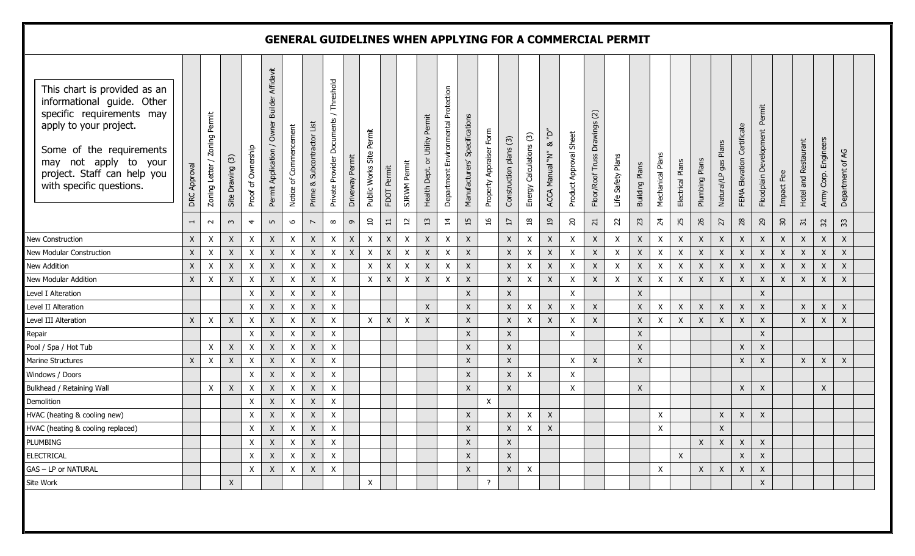# GENERAL GUIDELINES WHEN APPLYING FOR A COMMERCIAL PERMIT

This chart is provided as an informational guide. Other specific requirements may apply to your project.

Some of the requirements may not apply to your project. Staff can help you with specific questions.

| | DRC Approval | Zoning Letter / Zoning Permit | Site Drawing (3) | Proof of Ownership | Permit Application / Owner Builder Affidavit | Notice of Commencement | Prime & Subcontractor List | Private Provider Documents / Threshold | Driveway Permit | Public Works Site Permit | FDOT Permit | SJRWM Permit | Health Dept. or Utility Permit | Department Environmental Protection | Manufacturers' Specifications | Property Appraiser Form | Construction plans (3) | Energy Calculations (3) | ACCA Manual "N" & "D" | Product Approval Sheet | Floor/Roof Truss Drawings (2) | Life Safety Plans | Building Plans | Mechanical Plans | Electrical Plans | Plumbing Plans | Natural/LP gas Plans | FEMA Elevation Certificate | Floodplain Development Permit | Impact Fee | Hotel and Restaurant | Army Corp. Engineers | Department of AG |
|---|---|---|---|---|---|---|---|---|---|---|---|---|---|---|---|---|---|---|---|---|---|---|---|---|---|---|---|---|---|---|---|---|---|
| | 1 | 2 | 3 | 4 | 5 | 6 | 7 | 8 | 9 | 10 | 11 | 12 | 13 | 14 | 15 | 16 | 17 | 18 | 19 | 20 | 21 | 22 | 23 | 24 | 25 | 26 | 27 | 28 | 29 | 30 | 31 | 32 | 33 |
| New Construction | X | X | X | X | X | X | X | X | X | X | X | X | X | X | X | | X | X | X | X | X | X | X | X | X | X | X | X | X | X | X | X | X |
| New Modular Construction | X | X | X | X | X | X | X | X | X | X | X | X | X | X | X | | X | X | X | X | X | X | X | X | X | X | X | X | X | X | X | X | X |
| New Addition | X | X | X | X | X | X | X | X | | X | X | X | X | X | X | | X | X | X | X | X | X | X | X | X | X | X | X | X | X | X | X | X |
| New Modular Addition | X | X | X | X | X | X | X | X | | X | X | X | X | X | X | | X | X | X | X | X | X | X | X | X | X | X | X | X | X | X | X | X |
| Level I Alteration | | | | X | X | X | X | X | | | | | | | X | | X | | | X | | | X | | | | | | X | | | | |
| Level II Alteration | | | | X | X | X | X | X | | | | | X | | X | | X | X | X | X | X | | X | X | X | X | X | X | X | | X | X | X |
| Level III Alteration | X | X | X | X | X | X | X | X | | X | X | X | X | | X | | X | X | X | X | X | | X | X | X | X | X | X | X | | X | X | X |
| Repair | | | | X | X | X | X | X | | | | | | | X | | X | | | X | | | X | | | | | | X | | | | |
| Pool / Spa / Hot Tub | | X | X | X | X | X | X | X | | | | | | | X | | X | | | | | | X | | | | | X | X | | | | |
| Marine Structures | X | X | X | X | X | X | X | X | | | | | | | X | | X | | | X | X | | X | | | | | X | X | | X | X | X |
| Windows / Doors | | | | X | X | X | X | X | | | | | | | X | | X | X | | X | | | | | | | | | | | | | |
| Bulkhead / Retaining Wall | | X | X | X | X | X | X | X | | | | | | | X | | X | | | X | | | X | | | | | X | X | | | X | |
| Demolition | | | | X | X | X | X | X | | | | | | | | X | | | | | | | | | | | | | | | | | |
| HVAC (heating & cooling new) | | | | X | X | X | X | X | | | | | | | X | | X | X | X | | | | | X | | | X | X | X | | | | |
| HVAC (heating & cooling replaced) | | | | X | X | X | X | X | | | | | | | X | | X | X | X | | | | | X | | | X | | | | | | |
| PLUMBING | | | | X | X | X | X | X | | | | | | | X | | X | | | | | | | | | X | X | X | X | | | | |
| ELECTRICAL | | | | X | X | X | X | X | | | | | | | X | | X | | | | | | | | X | | | X | X | | | | |
| GAS – LP or NATURAL | | | | X | X | X | X | X | | | | | | | X | | X | X | | | | | | X | | X | X | X | X | | | | |
| Site Work | | | X | | | | | | | X | | | | | | ? | | | | | | | | | | | | | X | | | | |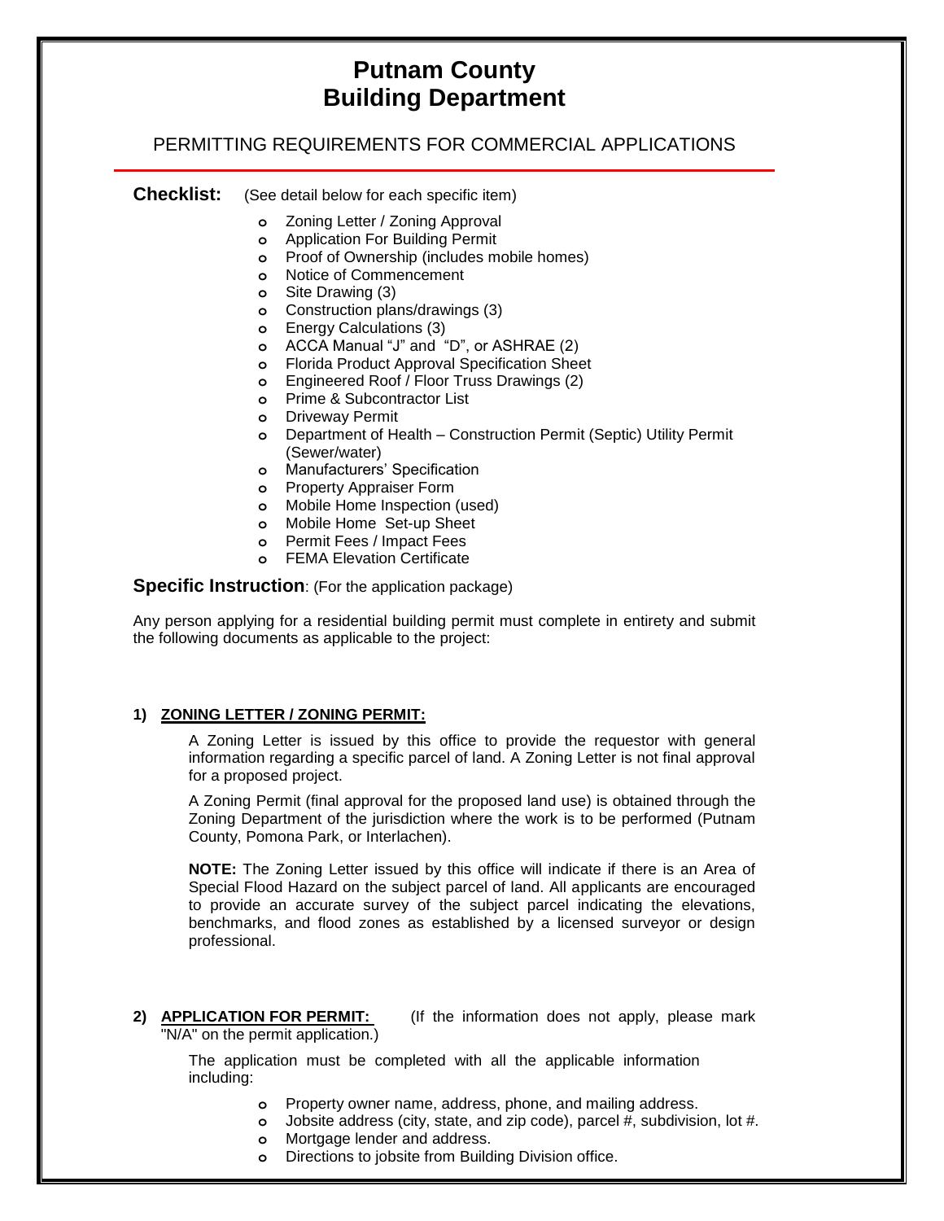# Putnam County
# Building Department

## PERMITTING REQUIREMENTS FOR COMMERCIAL APPLICATIONS

**Checklist:** (See detail below for each specific item)

- Zoning Letter / Zoning Approval
- Application For Building Permit
- Proof of Ownership (includes mobile homes)
- Notice of Commencement
- Site Drawing (3)
- Construction plans/drawings (3)
- Energy Calculations (3)
- ACCA Manual "J" and "D", or ASHRAE (2)
- Florida Product Approval Specification Sheet
- Engineered Roof / Floor Truss Drawings (2)
- Prime & Subcontractor List
- Driveway Permit
- Department of Health – Construction Permit (Septic) Utility Permit (Sewer/water)
- Manufacturers' Specification
- Property Appraiser Form
- Mobile Home Inspection (used)
- Mobile Home Set-up Sheet
- Permit Fees / Impact Fees
- FEMA Elevation Certificate

**Specific Instruction**: (For the application package)

Any person applying for a residential building permit must complete in entirety and submit the following documents as applicable to the project:

### 1) ZONING LETTER / ZONING PERMIT:

A Zoning Letter is issued by this office to provide the requestor with general information regarding a specific parcel of land. A Zoning Letter is not final approval for a proposed project.

A Zoning Permit (final approval for the proposed land use) is obtained through the Zoning Department of the jurisdiction where the work is to be performed (Putnam County, Pomona Park, or Interlachen).

**NOTE:** The Zoning Letter issued by this office will indicate if there is an Area of Special Flood Hazard on the subject parcel of land. All applicants are encouraged to provide an accurate survey of the subject parcel indicating the elevations, benchmarks, and flood zones as established by a licensed surveyor or design professional.

### 2) APPLICATION FOR PERMIT:

(If the information does not apply, please mark "N/A" on the permit application.)

The application must be completed with all the applicable information including:

- Property owner name, address, phone, and mailing address.
- Jobsite address (city, state, and zip code), parcel #, subdivision, lot #.
- Mortgage lender and address.
- Directions to jobsite from Building Division office.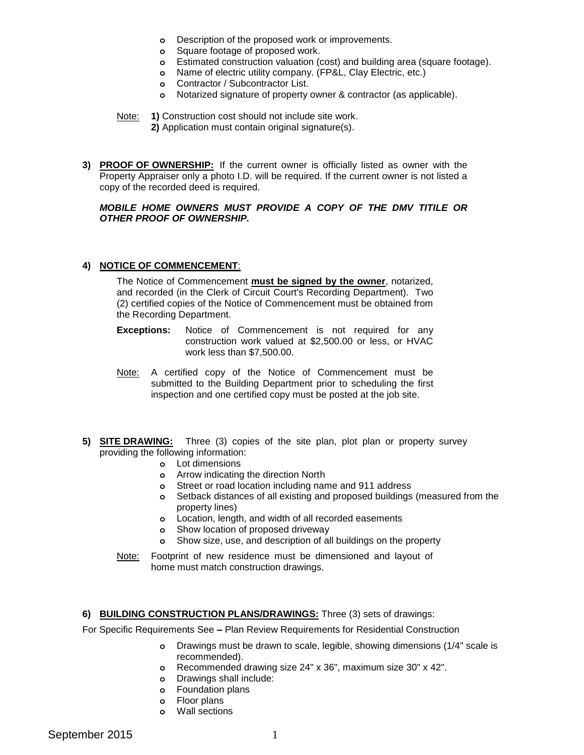- Description of the proposed work or improvements.
- Square footage of proposed work.
- Estimated construction valuation (cost) and building area (square footage).
- Name of electric utility company. (FP&L, Clay Electric, etc.)
- Contractor / Subcontractor List.
- Notarized signature of property owner & contractor (as applicable).

Note: **1)** Construction cost should not include site work.
**2)** Application must contain original signature(s).

**3) PROOF OF OWNERSHIP:** If the current owner is officially listed as owner with the Property Appraiser only a photo I.D. will be required. If the current owner is not listed a copy of the recorded deed is required.

***MOBILE HOME OWNERS MUST PROVIDE A COPY OF THE DMV TITILE OR OTHER PROOF OF OWNERSHIP.***

**4) NOTICE OF COMMENCEMENT:**

The Notice of Commencement **must be signed by the owner**, notarized, and recorded (in the Clerk of Circuit Court's Recording Department). Two (2) certified copies of the Notice of Commencement must be obtained from the Recording Department.

**Exceptions:** Notice of Commencement is not required for any construction work valued at $2,500.00 or less, or HVAC work less than $7,500.00.

Note: A certified copy of the Notice of Commencement must be submitted to the Building Department prior to scheduling the first inspection and one certified copy must be posted at the job site.

**5) SITE DRAWING:** Three (3) copies of the site plan, plot plan or property survey providing the following information:

- Lot dimensions
- Arrow indicating the direction North
- Street or road location including name and 911 address
- Setback distances of all existing and proposed buildings (measured from the property lines)
- Location, length, and width of all recorded easements
- Show location of proposed driveway
- Show size, use, and description of all buildings on the property

Note: Footprint of new residence must be dimensioned and layout of home must match construction drawings.

**6) BUILDING CONSTRUCTION PLANS/DRAWINGS:** Three (3) sets of drawings:

For Specific Requirements See – Plan Review Requirements for Residential Construction

- Drawings must be drawn to scale, legible, showing dimensions (1/4" scale is recommended).
- Recommended drawing size 24" x 36", maximum size 30" x 42".
- Drawings shall include:
- Foundation plans
- Floor plans
- Wall sections

September 2015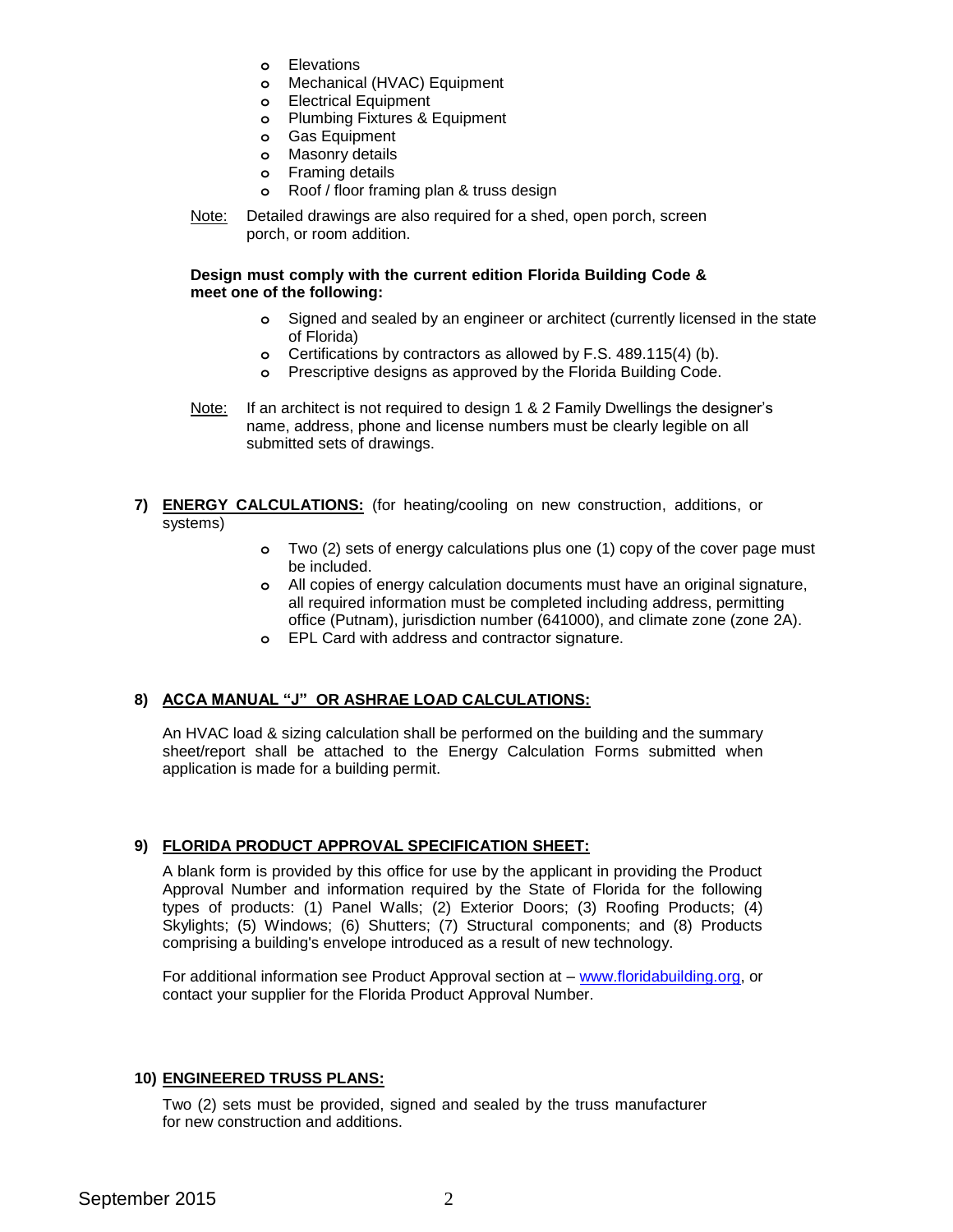- Elevations
- Mechanical (HVAC) Equipment
- Electrical Equipment
- Plumbing Fixtures & Equipment
- Gas Equipment
- Masonry details
- Framing details
- Roof / floor framing plan & truss design

Note: Detailed drawings are also required for a shed, open porch, screen porch, or room addition.

**Design must comply with the current edition Florida Building Code & meet one of the following:**

- Signed and sealed by an engineer or architect (currently licensed in the state of Florida)
- Certifications by contractors as allowed by F.S. 489.115(4) (b).
- Prescriptive designs as approved by the Florida Building Code.

Note: If an architect is not required to design 1 & 2 Family Dwellings the designer's name, address, phone and license numbers must be clearly legible on all submitted sets of drawings.

**7) ENERGY CALCULATIONS:** (for heating/cooling on new construction, additions, or systems)

- Two (2) sets of energy calculations plus one (1) copy of the cover page must be included.
- All copies of energy calculation documents must have an original signature, all required information must be completed including address, permitting office (Putnam), jurisdiction number (641000), and climate zone (zone 2A).
- EPL Card with address and contractor signature.

**8) ACCA MANUAL "J" OR ASHRAE LOAD CALCULATIONS:**

An HVAC load & sizing calculation shall be performed on the building and the summary sheet/report shall be attached to the Energy Calculation Forms submitted when application is made for a building permit.

**9) FLORIDA PRODUCT APPROVAL SPECIFICATION SHEET:**

A blank form is provided by this office for use by the applicant in providing the Product Approval Number and information required by the State of Florida for the following types of products: (1) Panel Walls; (2) Exterior Doors; (3) Roofing Products; (4) Skylights; (5) Windows; (6) Shutters; (7) Structural components; and (8) Products comprising a building's envelope introduced as a result of new technology.

For additional information see Product Approval section at – www.floridabuilding.org, or contact your supplier for the Florida Product Approval Number.

**10) ENGINEERED TRUSS PLANS:**

Two (2) sets must be provided, signed and sealed by the truss manufacturer for new construction and additions.

September 2015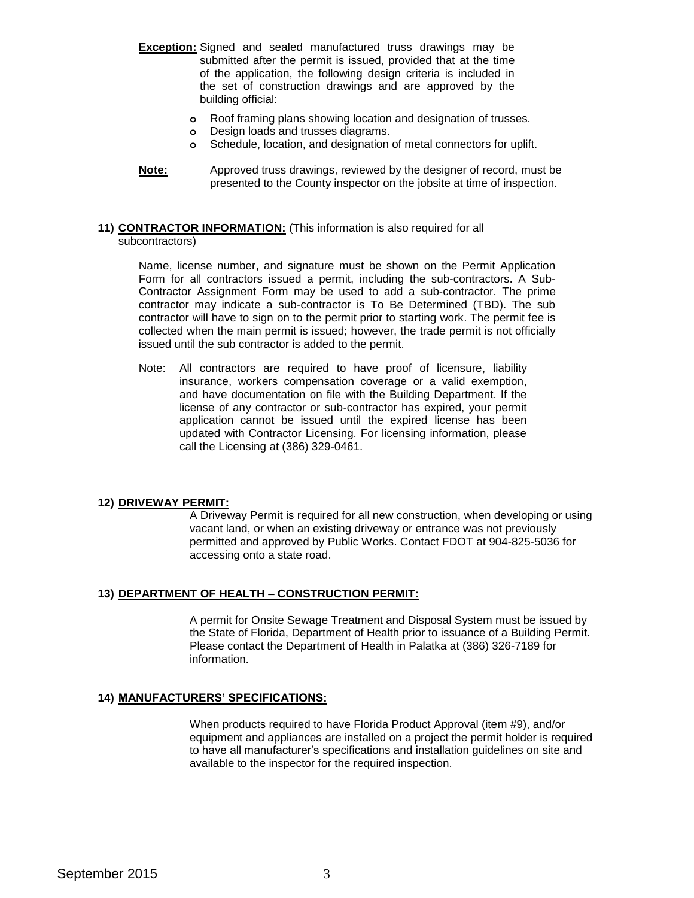**Exception:** Signed and sealed manufactured truss drawings may be submitted after the permit is issued, provided that at the time of the application, the following design criteria is included in the set of construction drawings and are approved by the building official:

- Roof framing plans showing location and designation of trusses.
- Design loads and trusses diagrams.
- Schedule, location, and designation of metal connectors for uplift.

**Note:** Approved truss drawings, reviewed by the designer of record, must be presented to the County inspector on the jobsite at time of inspection.

**11) CONTRACTOR INFORMATION:** (This information is also required for all subcontractors)

Name, license number, and signature must be shown on the Permit Application Form for all contractors issued a permit, including the sub-contractors. A Sub-Contractor Assignment Form may be used to add a sub-contractor. The prime contractor may indicate a sub-contractor is To Be Determined (TBD). The sub contractor will have to sign on to the permit prior to starting work. The permit fee is collected when the main permit is issued; however, the trade permit is not officially issued until the sub contractor is added to the permit.

Note: All contractors are required to have proof of licensure, liability insurance, workers compensation coverage or a valid exemption, and have documentation on file with the Building Department. If the license of any contractor or sub-contractor has expired, your permit application cannot be issued until the expired license has been updated with Contractor Licensing. For licensing information, please call the Licensing at (386) 329-0461.

**12) DRIVEWAY PERMIT:**

A Driveway Permit is required for all new construction, when developing or using vacant land, or when an existing driveway or entrance was not previously permitted and approved by Public Works. Contact FDOT at 904-825-5036 for accessing onto a state road.

**13) DEPARTMENT OF HEALTH – CONSTRUCTION PERMIT:**

A permit for Onsite Sewage Treatment and Disposal System must be issued by the State of Florida, Department of Health prior to issuance of a Building Permit. Please contact the Department of Health in Palatka at (386) 326-7189 for information.

**14) MANUFACTURERS' SPECIFICATIONS:**

When products required to have Florida Product Approval (item #9), and/or equipment and appliances are installed on a project the permit holder is required to have all manufacturer's specifications and installation guidelines on site and available to the inspector for the required inspection.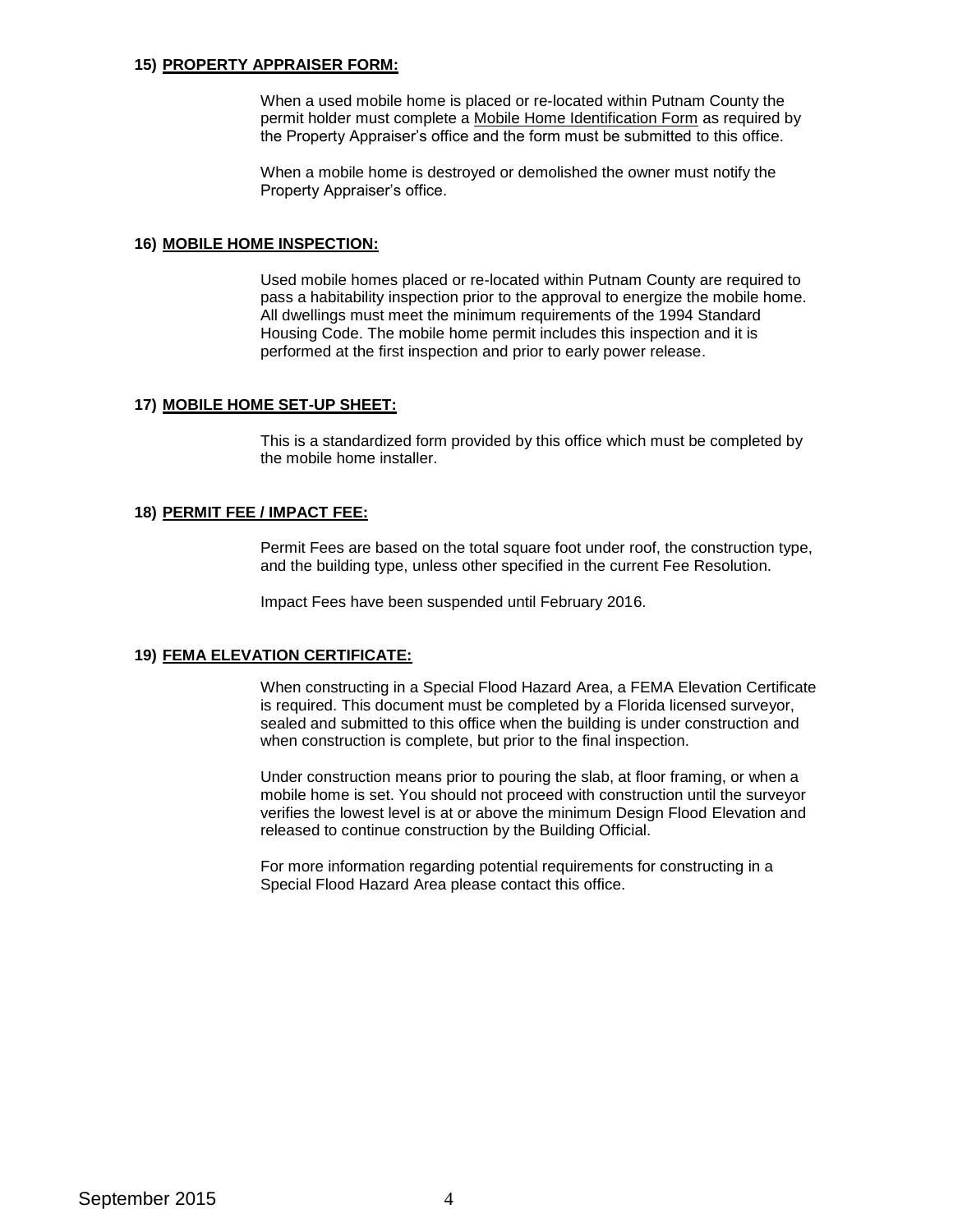**15) PROPERTY APPRAISER FORM:**

When a used mobile home is placed or re-located within Putnam County the permit holder must complete a Mobile Home Identification Form as required by the Property Appraiser's office and the form must be submitted to this office.

When a mobile home is destroyed or demolished the owner must notify the Property Appraiser's office.

**16) MOBILE HOME INSPECTION:**

Used mobile homes placed or re-located within Putnam County are required to pass a habitability inspection prior to the approval to energize the mobile home. All dwellings must meet the minimum requirements of the 1994 Standard Housing Code. The mobile home permit includes this inspection and it is performed at the first inspection and prior to early power release.

**17) MOBILE HOME SET-UP SHEET:**

This is a standardized form provided by this office which must be completed by the mobile home installer.

**18) PERMIT FEE / IMPACT FEE:**

Permit Fees are based on the total square foot under roof, the construction type, and the building type, unless other specified in the current Fee Resolution.

Impact Fees have been suspended until February 2016.

**19) FEMA ELEVATION CERTIFICATE:**

When constructing in a Special Flood Hazard Area, a FEMA Elevation Certificate is required. This document must be completed by a Florida licensed surveyor, sealed and submitted to this office when the building is under construction and when construction is complete, but prior to the final inspection.

Under construction means prior to pouring the slab, at floor framing, or when a mobile home is set. You should not proceed with construction until the surveyor verifies the lowest level is at or above the minimum Design Flood Elevation and released to continue construction by the Building Official.

For more information regarding potential requirements for constructing in a Special Flood Hazard Area please contact this office.

September 2015